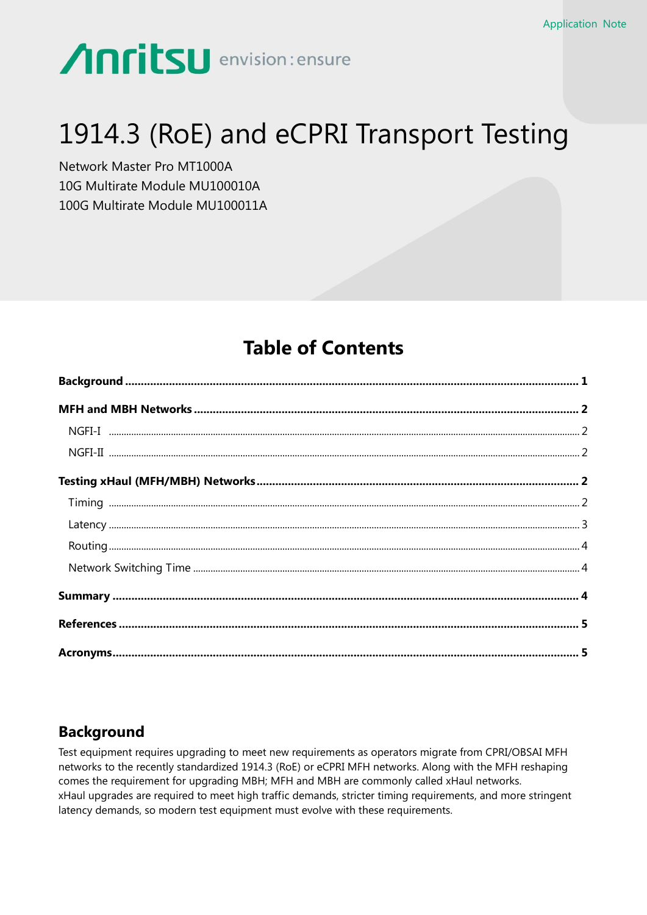Application Note

Anritsu envision : ensure

# 1914.3 (RoE) and eCPRI Transport Testing

Network Master Pro MT1000A
10G Multirate Module MU100010A
100G Multirate Module MU100011A

## Table of Contents

**Background** ..... **1**

**MFH and MBH Networks** ..... **2**

- NGFI-I ..... 2
- NGFI-II ..... 2

**Testing xHaul (MFH/MBH) Networks** ..... **2**

- Timing ..... 2
- Latency ..... 3
- Routing ..... 4
- Network Switching Time ..... 4

**Summary** ..... **4**

**References** ..... **5**

**Acronyms** ..... **5**

## Background

Test equipment requires upgrading to meet new requirements as operators migrate from CPRI/OBSAI MFH networks to the recently standardized 1914.3 (RoE) or eCPRI MFH networks. Along with the MFH reshaping comes the requirement for upgrading MBH; MFH and MBH are commonly called xHaul networks.
xHaul upgrades are required to meet high traffic demands, stricter timing requirements, and more stringent latency demands, so modern test equipment must evolve with these requirements.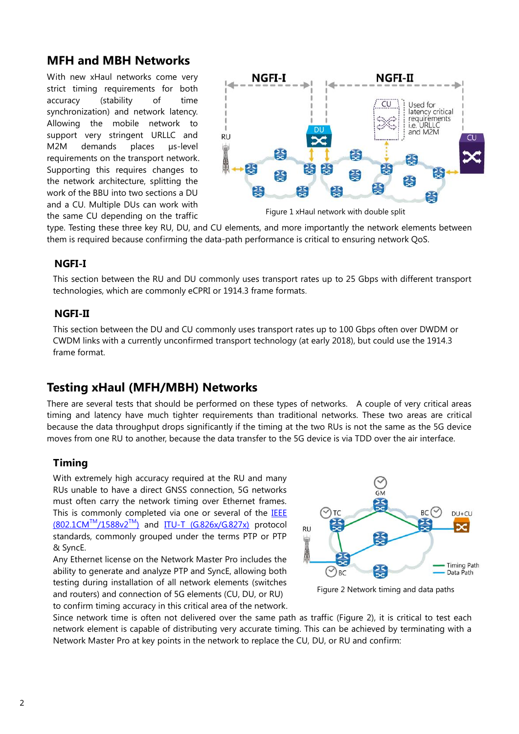## MFH and MBH Networks

With new xHaul networks come very strict timing requirements for both accuracy (stability of time synchronization) and network latency. Allowing the mobile network to support very stringent URLLC and M2M demands places µs-level requirements on the transport network. Supporting this requires changes to the network architecture, splitting the work of the BBU into two sections a DU and a CU. Multiple DUs can work with the same CU depending on the traffic type. Testing these three key RU, DU, and CU elements, and more importantly the network elements between them is required because confirming the data-path performance is critical to ensuring network QoS.

Figure 1 xHaul network with double split

### NGFI-I

This section between the RU and DU commonly uses transport rates up to 25 Gbps with different transport technologies, which are commonly eCPRI or 1914.3 frame formats.

### NGFI-II

This section between the DU and CU commonly uses transport rates up to 100 Gbps often over DWDM or CWDM links with a currently unconfirmed transport technology (at early 2018), but could use the 1914.3 frame format.

## Testing xHaul (MFH/MBH) Networks

There are several tests that should be performed on these types of networks. A couple of very critical areas timing and latency have much tighter requirements than traditional networks. These two areas are critical because the data throughput drops significantly if the timing at the two RUs is not the same as the 5G device moves from one RU to another, because the data transfer to the 5G device is via TDD over the air interface.

### Timing

With extremely high accuracy required at the RU and many RUs unable to have a direct GNSS connection, 5G networks must often carry the network timing over Ethernet frames. This is commonly completed via one or several of the IEEE (802.1CM™/1588v2™) and ITU-T (G.826x/G.827x) protocol standards, commonly grouped under the terms PTP or PTP & SyncE.

Any Ethernet license on the Network Master Pro includes the ability to generate and analyze PTP and SyncE, allowing both testing during installation of all network elements (switches and routers) and connection of 5G elements (CU, DU, or RU) to confirm timing accuracy in this critical area of the network.

Figure 2 Network timing and data paths

Since network time is often not delivered over the same path as traffic (Figure 2), it is critical to test each network element is capable of distributing very accurate timing. This can be achieved by terminating with a Network Master Pro at key points in the network to replace the CU, DU, or RU and confirm: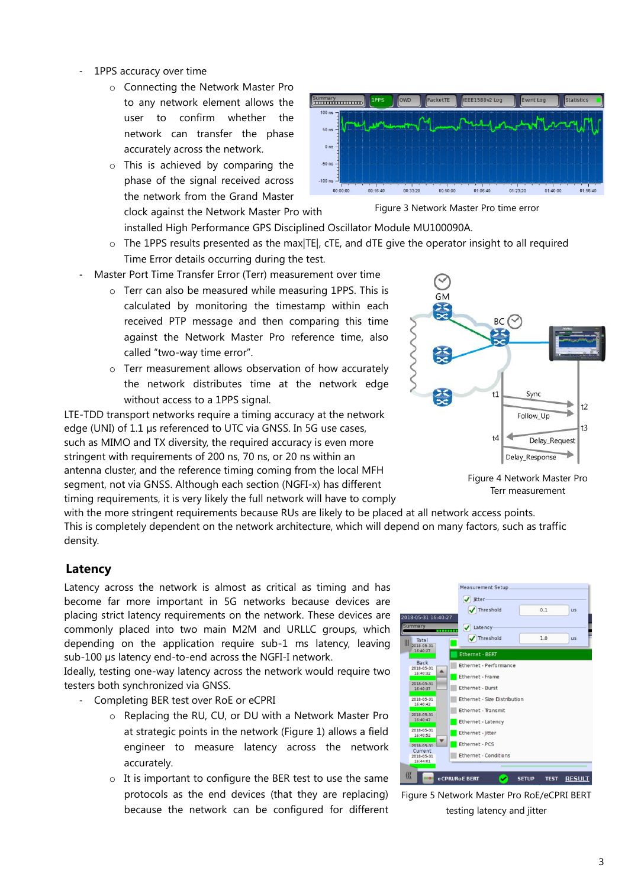- 1PPS accuracy over time
    - Connecting the Network Master Pro to any network element allows the user to confirm whether the network can transfer the phase accurately across the network.
    - This is achieved by comparing the phase of the signal received across the network from the Grand Master clock against the Network Master Pro with installed High Performance GPS Disciplined Oscillator Module MU100090A.
    - The 1PPS results presented as the max|TE|, cTE, and dTE give the operator insight to all required Time Error details occurring during the test.

Figure 3 Network Master Pro time error

- Master Port Time Transfer Error (Terr) measurement over time
    - Terr can also be measured while measuring 1PPS. This is calculated by monitoring the timestamp within each received PTP message and then comparing this time against the Network Master Pro reference time, also called "two-way time error".
    - Terr measurement allows observation of how accurately the network distributes time at the network edge without access to a 1PPS signal.

Figure 4 Network Master Pro Terr measurement

LTE-TDD transport networks require a timing accuracy at the network edge (UNI) of 1.1 µs referenced to UTC via GNSS. In 5G use cases, such as MIMO and TX diversity, the required accuracy is even more stringent with requirements of 200 ns, 70 ns, or 20 ns within an antenna cluster, and the reference timing coming from the local MFH segment, not via GNSS. Although each section (NGFI-x) has different timing requirements, it is very likely the full network will have to comply with the more stringent requirements because RUs are likely to be placed at all network access points. This is completely dependent on the network architecture, which will depend on many factors, such as traffic density.

## Latency

Latency across the network is almost as critical as timing and has become far more important in 5G networks because devices are placing strict latency requirements on the network. These devices are commonly placed into two main M2M and URLLC groups, which depending on the application require sub-1 ms latency, leaving sub-100 µs latency end-to-end across the NGFI-I network.

Ideally, testing one-way latency across the network would require two testers both synchronized via GNSS.

- Completing BER test over RoE or eCPRI
    - Replacing the RU, CU, or DU with a Network Master Pro at strategic points in the network (Figure 1) allows a field engineer to measure latency across the network accurately.
    - It is important to configure the BER test to use the same protocols as the end devices (that they are replacing) because the network can be configured for different

Figure 5 Network Master Pro RoE/eCPRI BERT testing latency and jitter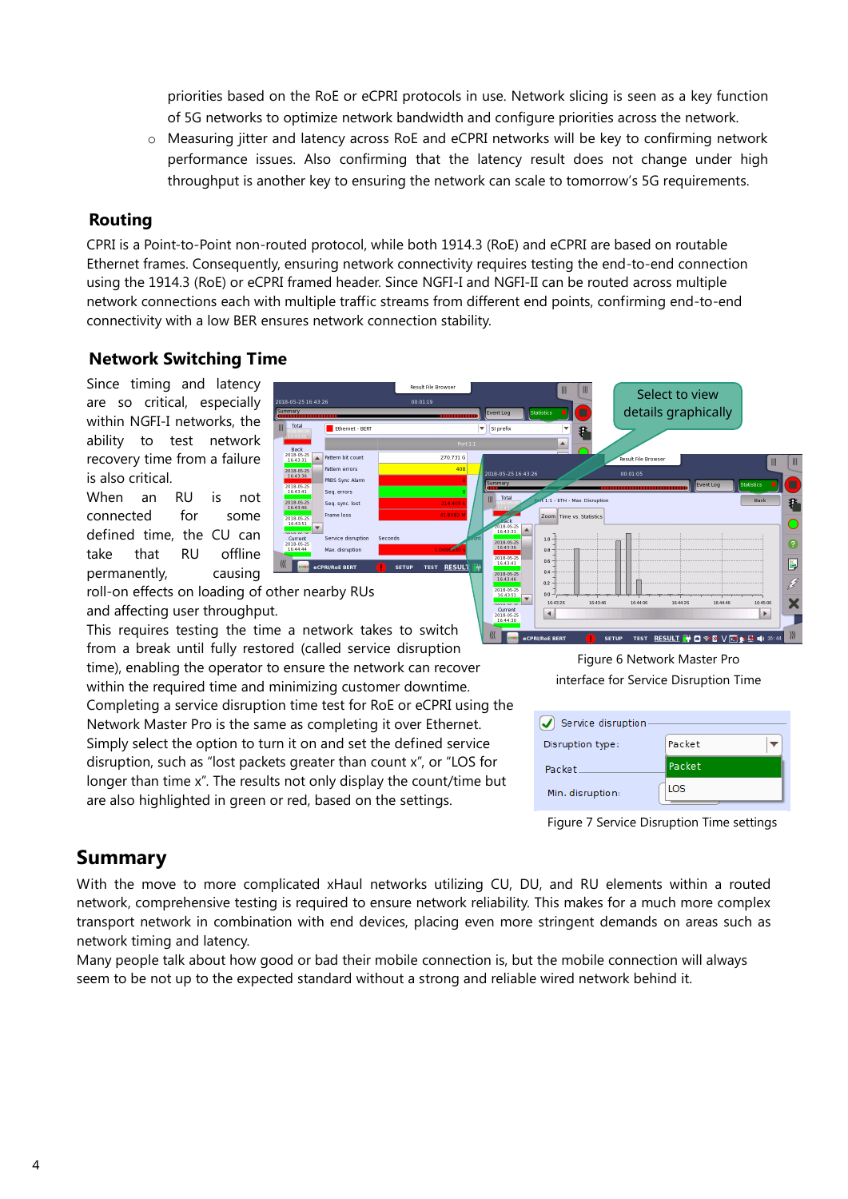priorities based on the RoE or eCPRI protocols in use. Network slicing is seen as a key function of 5G networks to optimize network bandwidth and configure priorities across the network.

- Measuring jitter and latency across RoE and eCPRI networks will be key to confirming network performance issues. Also confirming that the latency result does not change under high throughput is another key to ensuring the network can scale to tomorrow's 5G requirements.

## Routing

CPRI is a Point-to-Point non-routed protocol, while both 1914.3 (RoE) and eCPRI are based on routable Ethernet frames. Consequently, ensuring network connectivity requires testing the end-to-end connection using the 1914.3 (RoE) or eCPRI framed header. Since NGFI-I and NGFI-II can be routed across multiple network connections each with multiple traffic streams from different end points, confirming end-to-end connectivity with a low BER ensures network connection stability.

## Network Switching Time

Since timing and latency are so critical, especially within NGFI-I networks, the ability to test network recovery time from a failure is also critical.

When an RU is not connected for some defined time, the CU can take that RU offline permanently, causing roll-on effects on loading of other nearby RUs and affecting user throughput.

This requires testing the time a network takes to switch from a break until fully restored (called service disruption time), enabling the operator to ensure the network can recover within the required time and minimizing customer downtime.

Completing a service disruption time test for RoE or eCPRI using the Network Master Pro is the same as completing it over Ethernet. Simply select the option to turn it on and set the defined service disruption, such as "lost packets greater than count x", or "LOS for longer than time x". The results not only display the count/time but are also highlighted in green or red, based on the settings.

Figure 6 Network Master Pro interface for Service Disruption Time

Figure 7 Service Disruption Time settings

# Summary

With the move to more complicated xHaul networks utilizing CU, DU, and RU elements within a routed network, comprehensive testing is required to ensure network reliability. This makes for a much more complex transport network in combination with end devices, placing even more stringent demands on areas such as network timing and latency.

Many people talk about how good or bad their mobile connection is, but the mobile connection will always seem to be not up to the expected standard without a strong and reliable wired network behind it.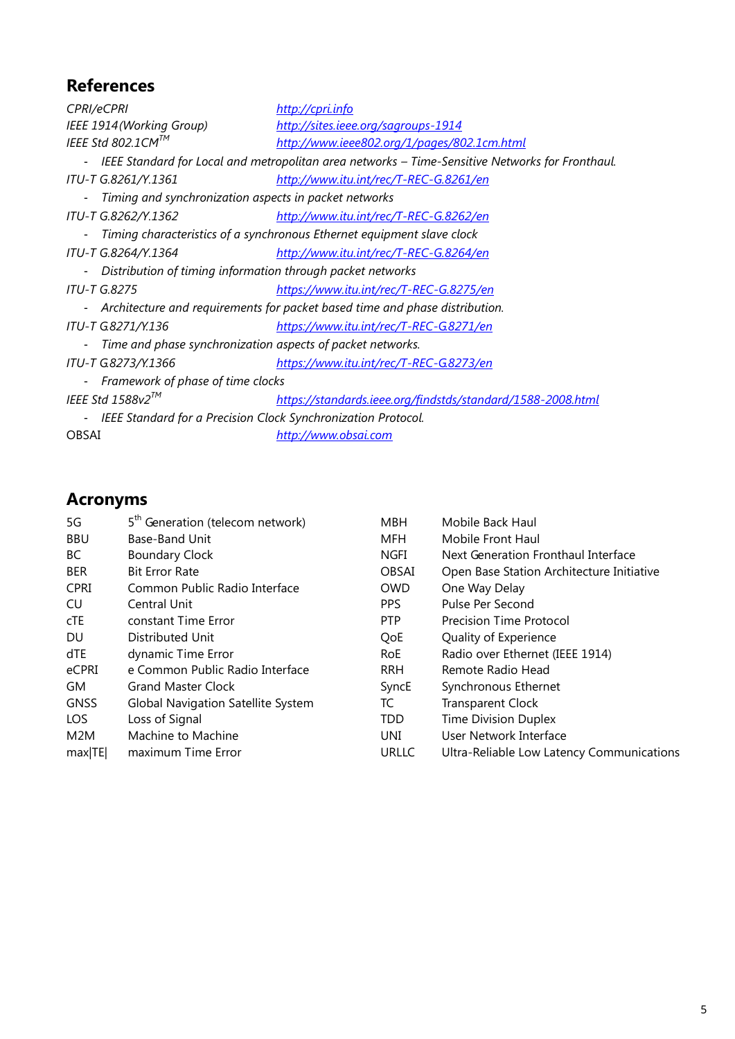## References

| | |
|---|---|
| *CPRI/eCPRI* | http://cpri.info |
| *IEEE 1914 (Working Group)* | http://sites.ieee.org/sagroups-1914 |
| *IEEE Std 802.1CM™* | http://www.ieee802.org/1/pages/802.1cm.html |

- *IEEE Standard for Local and metropolitan area networks – Time-Sensitive Networks for Fronthaul.*

| | |
|---|---|
| *ITU-T G.8261/Y.1361* | http://www.itu.int/rec/T-REC-G.8261/en |

- *Timing and synchronization aspects in packet networks*

| | |
|---|---|
| *ITU-T G.8262/Y.1362* | http://www.itu.int/rec/T-REC-G.8262/en |

- *Timing characteristics of a synchronous Ethernet equipment slave clock*

| | |
|---|---|
| *ITU-T G.8264/Y.1364* | http://www.itu.int/rec/T-REC-G.8264/en |

- *Distribution of timing information through packet networks*

| | |
|---|---|
| *ITU-T G.8275* | https://www.itu.int/rec/T-REC-G.8275/en |

- *Architecture and requirements for packet based time and phase distribution.*

| | |
|---|---|
| *ITU-T G.8271/Y.136* | https://www.itu.int/rec/T-REC-G.8271/en |

- *Time and phase synchronization aspects of packet networks.*

| | |
|---|---|
| *ITU-T G.8273/Y.1366* | https://www.itu.int/rec/T-REC-G.8273/en |

- *Framework of phase of time clocks*

| | |
|---|---|
| *IEEE Std 1588v2™* | https://standards.ieee.org/findstds/standard/1588-2008.html |

- *IEEE Standard for a Precision Clock Synchronization Protocol.*

| | |
|---|---|
| OBSAI | http://www.obsai.com |

## Acronyms

| | |
|---|---|
| 5G | 5th Generation (telecom network) |
| BBU | Base-Band Unit |
| BC | Boundary Clock |
| BER | Bit Error Rate |
| CPRI | Common Public Radio Interface |
| CU | Central Unit |
| cTE | constant Time Error |
| DU | Distributed Unit |
| dTE | dynamic Time Error |
| eCPRI | e Common Public Radio Interface |
| GM | Grand Master Clock |
| GNSS | Global Navigation Satellite System |
| LOS | Loss of Signal |
| M2M | Machine to Machine |
| max\|TE\| | maximum Time Error |
| MBH | Mobile Back Haul |
| MFH | Mobile Front Haul |
| NGFI | Next Generation Fronthaul Interface |
| OBSAI | Open Base Station Architecture Initiative |
| OWD | One Way Delay |
| PPS | Pulse Per Second |
| PTP | Precision Time Protocol |
| QoE | Quality of Experience |
| RoE | Radio over Ethernet (IEEE 1914) |
| RRH | Remote Radio Head |
| SyncE | Synchronous Ethernet |
| TC | Transparent Clock |
| TDD | Time Division Duplex |
| UNI | User Network Interface |
| URLLC | Ultra-Reliable Low Latency Communications |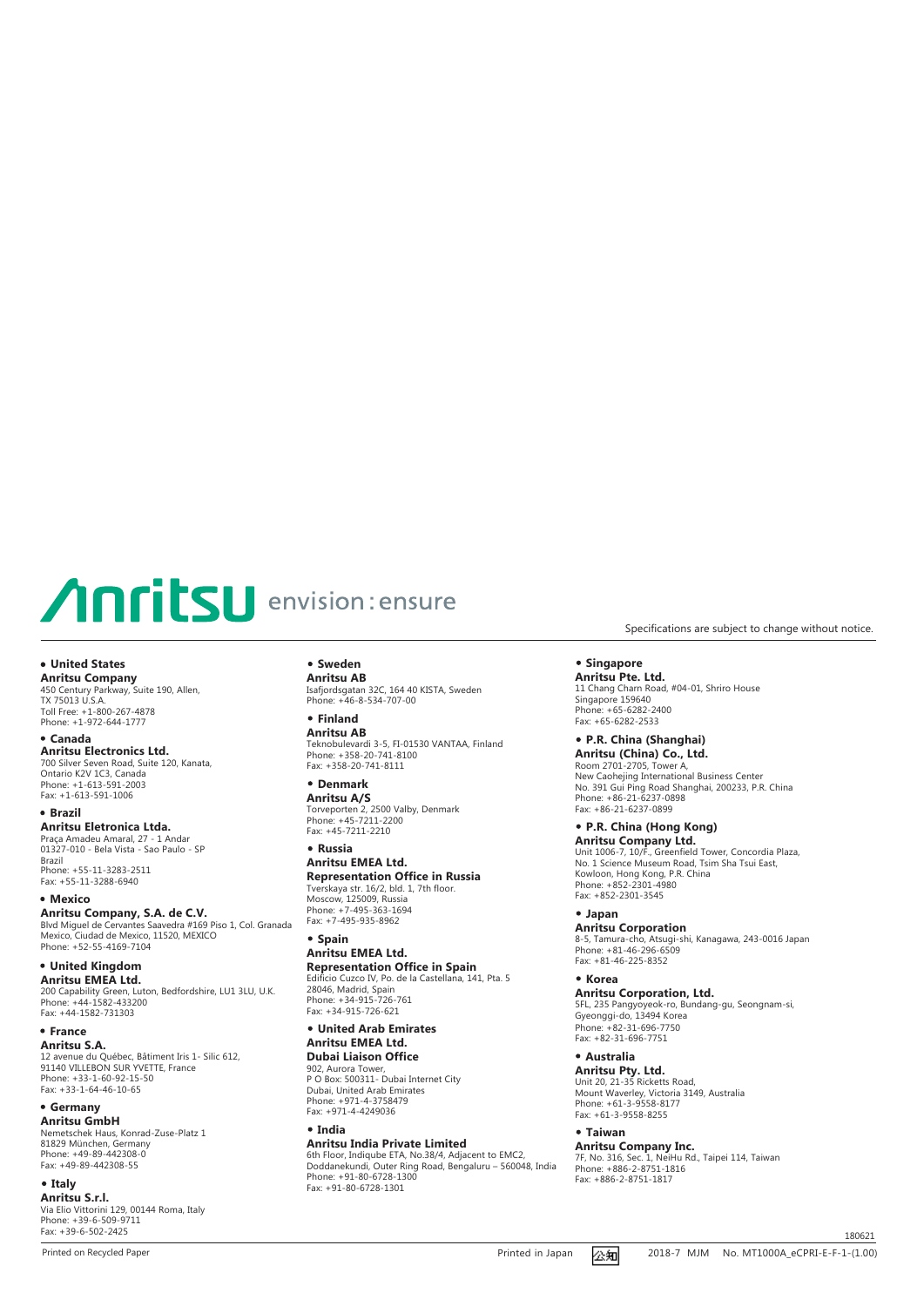Anritsu envision : ensure

Specifications are subject to change without notice.

**• United States**
**Anritsu Company**
450 Century Parkway, Suite 190, Allen,
TX 75013 U.S.A.
Toll Free: +1-800-267-4878
Phone: +1-972-644-1777

**• Canada**
**Anritsu Electronics Ltd.**
700 Silver Seven Road, Suite 120, Kanata,
Ontario K2V 1C3, Canada
Phone: +1-613-591-2003
Fax: +1-613-591-1006

**• Brazil**
**Anritsu Eletronica Ltda.**
Praça Amadeu Amaral, 27 - 1 Andar
01327-010 - Bela Vista - Sao Paulo - SP
Brazil
Phone: +55-11-3283-2511
Fax: +55-11-3288-6940

**• Mexico**
**Anritsu Company, S.A. de C.V.**
Blvd Miguel de Cervantes Saavedra #169 Piso 1, Col. Granada
Mexico, Ciudad de Mexico, 11520, MEXICO
Phone: +52-55-4169-7104

**• United Kingdom**
**Anritsu EMEA Ltd.**
200 Capability Green, Luton, Bedfordshire, LU1 3LU, U.K.
Phone: +44-1582-433200
Fax: +44-1582-731303

**• France**
**Anritsu S.A.**
12 avenue du Québec, Bâtiment Iris 1- Silic 612,
91140 VILLEBON SUR YVETTE, France
Phone: +33-1-60-92-15-50
Fax: +33-1-64-46-10-65

**• Germany**
**Anritsu GmbH**
Nemetschek Haus, Konrad-Zuse-Platz 1
81829 München, Germany
Phone: +49-89-442308-0
Fax: +49-89-442308-55

**• Italy**
**Anritsu S.r.l.**
Via Elio Vittorini 129, 00144 Roma, Italy
Phone: +39-6-509-9711
Fax: +39-6-502-2425

**• Sweden**
**Anritsu AB**
Isafjordsgatan 32C, 164 40 KISTA, Sweden
Phone: +46-8-534-707-00

**• Finland**
**Anritsu AB**
Teknobulevardi 3-5, FI-01530 VANTAA, Finland
Phone: +358-20-741-8100
Fax: +358-20-741-8111

**• Denmark**
**Anritsu A/S**
Torveporten 2, 2500 Valby, Denmark
Phone: +45-7211-2200
Fax: +45-7211-2210

**• Russia**
**Anritsu EMEA Ltd.**
**Representation Office in Russia**
Tverskaya str. 16/2, bld. 1, 7th floor.
Moscow, 125009, Russia
Phone: +7-495-363-1694
Fax: +7-495-935-8962

**• Spain**
**Anritsu EMEA Ltd.**
**Representation Office in Spain**
Edificio Cuzco IV, Po. de la Castellana, 141, Pta. 5
28046, Madrid, Spain
Phone: +34-915-726-761
Fax: +34-915-726-621

**• United Arab Emirates**
**Anritsu EMEA Ltd.**
**Dubai Liaison Office**
902, Aurora Tower,
P O Box: 500311- Dubai Internet City
Dubai, United Arab Emirates
Phone: +971-4-3758479
Fax: +971-4-4249036

**• India**
**Anritsu India Private Limited**
6th Floor, Indiqube ETA, No.38/4, Adjacent to EMC2,
Doddanekundi, Outer Ring Road, Bengaluru – 560048, India
Phone: +91-80-6728-1300
Fax: +91-80-6728-1301

**• Singapore**
**Anritsu Pte. Ltd.**
11 Chang Charn Road, #04-01, Shriro House
Singapore 159640
Phone: +65-6282-2400
Fax: +65-6282-2533

**• P.R. China (Shanghai)**
**Anritsu (China) Co., Ltd.**
Room 2701-2705, Tower A,
New Caohejing International Business Center
No. 391 Gui Ping Road Shanghai, 200233, P.R. China
Phone: +86-21-6237-0898
Fax: +86-21-6237-0899

**• P.R. China (Hong Kong)**
**Anritsu Company Ltd.**
Unit 1006-7, 10/F., Greenfield Tower, Concordia Plaza,
No. 1 Science Museum Road, Tsim Sha Tsui East,
Kowloon, Hong Kong, P.R. China
Phone: +852-2301-4980
Fax: +852-2301-3545

**• Japan**
**Anritsu Corporation**
8-5, Tamura-cho, Atsugi-shi, Kanagawa, 243-0016 Japan
Phone: +81-46-296-6509
Fax: +81-46-225-8352

**• Korea**
**Anritsu Corporation, Ltd.**
5FL, 235 Pangyoyeok-ro, Bundang-gu, Seongnam-si,
Gyeonggi-do, 13494 Korea
Phone: +82-31-696-7750
Fax: +82-31-696-7751

**• Australia**
**Anritsu Pty. Ltd.**
Unit 20, 21-35 Ricketts Road,
Mount Waverley, Victoria 3149, Australia
Phone: +61-3-9558-8177
Fax: +61-3-9558-8255

**• Taiwan**
**Anritsu Company Inc.**
7F, No. 316, Sec. 1, NeiHu Rd., Taipei 114, Taiwan
Phone: +886-2-8751-1816
Fax: +886-2-8751-1817

180621

Printed on Recycled Paper

Printed in Japan 公知 2018-7 MJM No. MT1000A_eCPRI-E-F-1-(1.00)